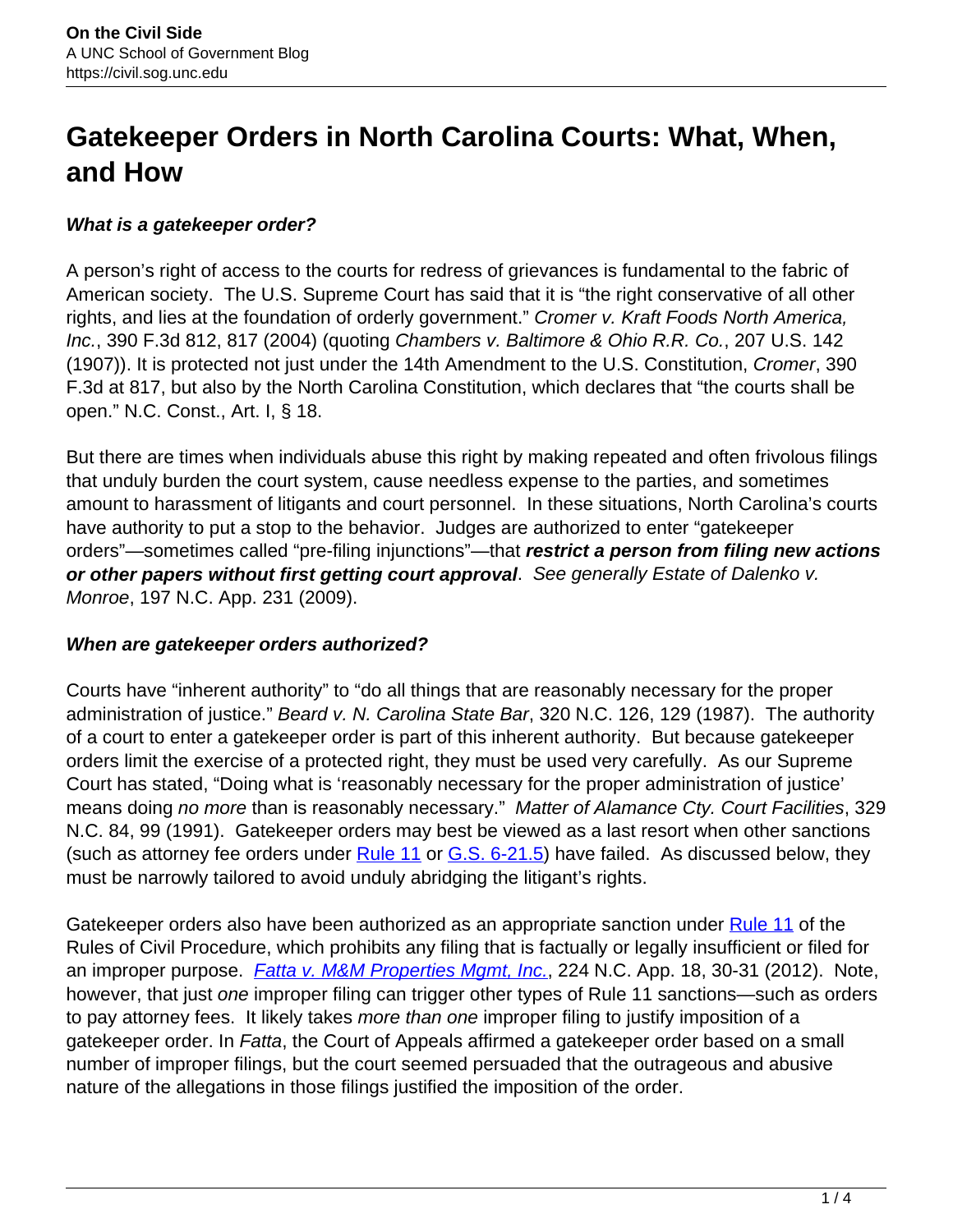# Gatekeeper Orders in North Carolina Courts: What, When, and How

***What is a gatekeeper order?***

A person's right of access to the courts for redress of grievances is fundamental to the fabric of American society. The U.S. Supreme Court has said that it is "the right conservative of all other rights, and lies at the foundation of orderly government." *Cromer v. Kraft Foods North America, Inc.*, 390 F.3d 812, 817 (2004) (quoting *Chambers v. Baltimore & Ohio R.R. Co.*, 207 U.S. 142 (1907)). It is protected not just under the 14th Amendment to the U.S. Constitution, *Cromer*, 390 F.3d at 817, but also by the North Carolina Constitution, which declares that "the courts shall be open." N.C. Const., Art. I, § 18.

But there are times when individuals abuse this right by making repeated and often frivolous filings that unduly burden the court system, cause needless expense to the parties, and sometimes amount to harassment of litigants and court personnel. In these situations, North Carolina's courts have authority to put a stop to the behavior. Judges are authorized to enter "gatekeeper orders"—sometimes called "pre-filing injunctions"—that ***restrict a person from filing new actions or other papers without first getting court approval***. *See generally Estate of Dalenko v. Monroe*, 197 N.C. App. 231 (2009).

***When are gatekeeper orders authorized?***

Courts have "inherent authority" to "do all things that are reasonably necessary for the proper administration of justice." *Beard v. N. Carolina State Bar*, 320 N.C. 126, 129 (1987). The authority of a court to enter a gatekeeper order is part of this inherent authority. But because gatekeeper orders limit the exercise of a protected right, they must be used very carefully. As our Supreme Court has stated, "Doing what is 'reasonably necessary for the proper administration of justice' means doing *no more* than is reasonably necessary." *Matter of Alamance Cty. Court Facilities*, 329 N.C. 84, 99 (1991). Gatekeeper orders may best be viewed as a last resort when other sanctions (such as attorney fee orders under Rule 11 or G.S. 6-21.5) have failed. As discussed below, they must be narrowly tailored to avoid unduly abridging the litigant's rights.

Gatekeeper orders also have been authorized as an appropriate sanction under Rule 11 of the Rules of Civil Procedure, which prohibits any filing that is factually or legally insufficient or filed for an improper purpose. *Fatta v. M&M Properties Mgmt, Inc.*, 224 N.C. App. 18, 30-31 (2012). Note, however, that just *one* improper filing can trigger other types of Rule 11 sanctions—such as orders to pay attorney fees. It likely takes *more than one* improper filing to justify imposition of a gatekeeper order. In *Fatta*, the Court of Appeals affirmed a gatekeeper order based on a small number of improper filings, but the court seemed persuaded that the outrageous and abusive nature of the allegations in those filings justified the imposition of the order.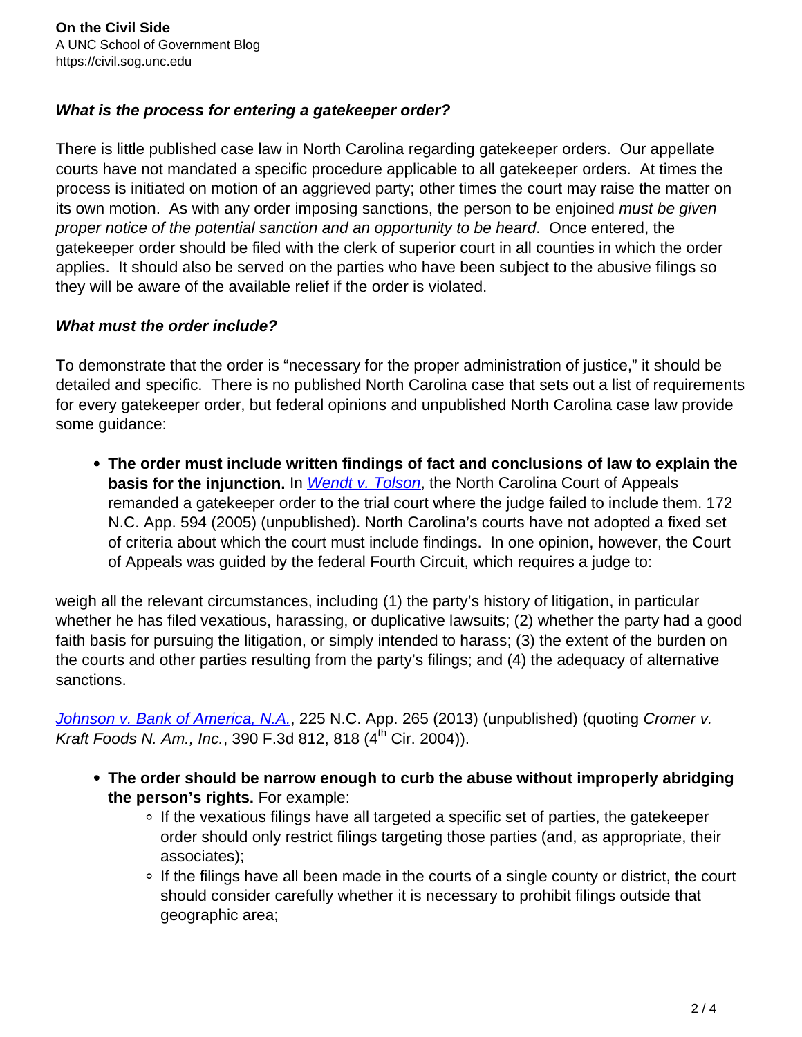***What is the process for entering a gatekeeper order?***

There is little published case law in North Carolina regarding gatekeeper orders. Our appellate courts have not mandated a specific procedure applicable to all gatekeeper orders. At times the process is initiated on motion of an aggrieved party; other times the court may raise the matter on its own motion. As with any order imposing sanctions, the person to be enjoined *must be given proper notice of the potential sanction and an opportunity to be heard*. Once entered, the gatekeeper order should be filed with the clerk of superior court in all counties in which the order applies. It should also be served on the parties who have been subject to the abusive filings so they will be aware of the available relief if the order is violated.

***What must the order include?***

To demonstrate that the order is "necessary for the proper administration of justice," it should be detailed and specific. There is no published North Carolina case that sets out a list of requirements for every gatekeeper order, but federal opinions and unpublished North Carolina case law provide some guidance:

- **The order must include written findings of fact and conclusions of law to explain the basis for the injunction.** In *Wendt v. Tolson*, the North Carolina Court of Appeals remanded a gatekeeper order to the trial court where the judge failed to include them. 172 N.C. App. 594 (2005) (unpublished). North Carolina's courts have not adopted a fixed set of criteria about which the court must include findings. In one opinion, however, the Court of Appeals was guided by the federal Fourth Circuit, which requires a judge to:

weigh all the relevant circumstances, including (1) the party's history of litigation, in particular whether he has filed vexatious, harassing, or duplicative lawsuits; (2) whether the party had a good faith basis for pursuing the litigation, or simply intended to harass; (3) the extent of the burden on the courts and other parties resulting from the party's filings; and (4) the adequacy of alternative sanctions.

Johnson v. Bank of America, N.A., 225 N.C. App. 265 (2013) (unpublished) (quoting *Cromer v. Kraft Foods N. Am., Inc.*, 390 F.3d 812, 818 (4th Cir. 2004)).

- **The order should be narrow enough to curb the abuse without improperly abridging the person's rights.** For example:
  - If the vexatious filings have all targeted a specific set of parties, the gatekeeper order should only restrict filings targeting those parties (and, as appropriate, their associates);
  - If the filings have all been made in the courts of a single county or district, the court should consider carefully whether it is necessary to prohibit filings outside that geographic area;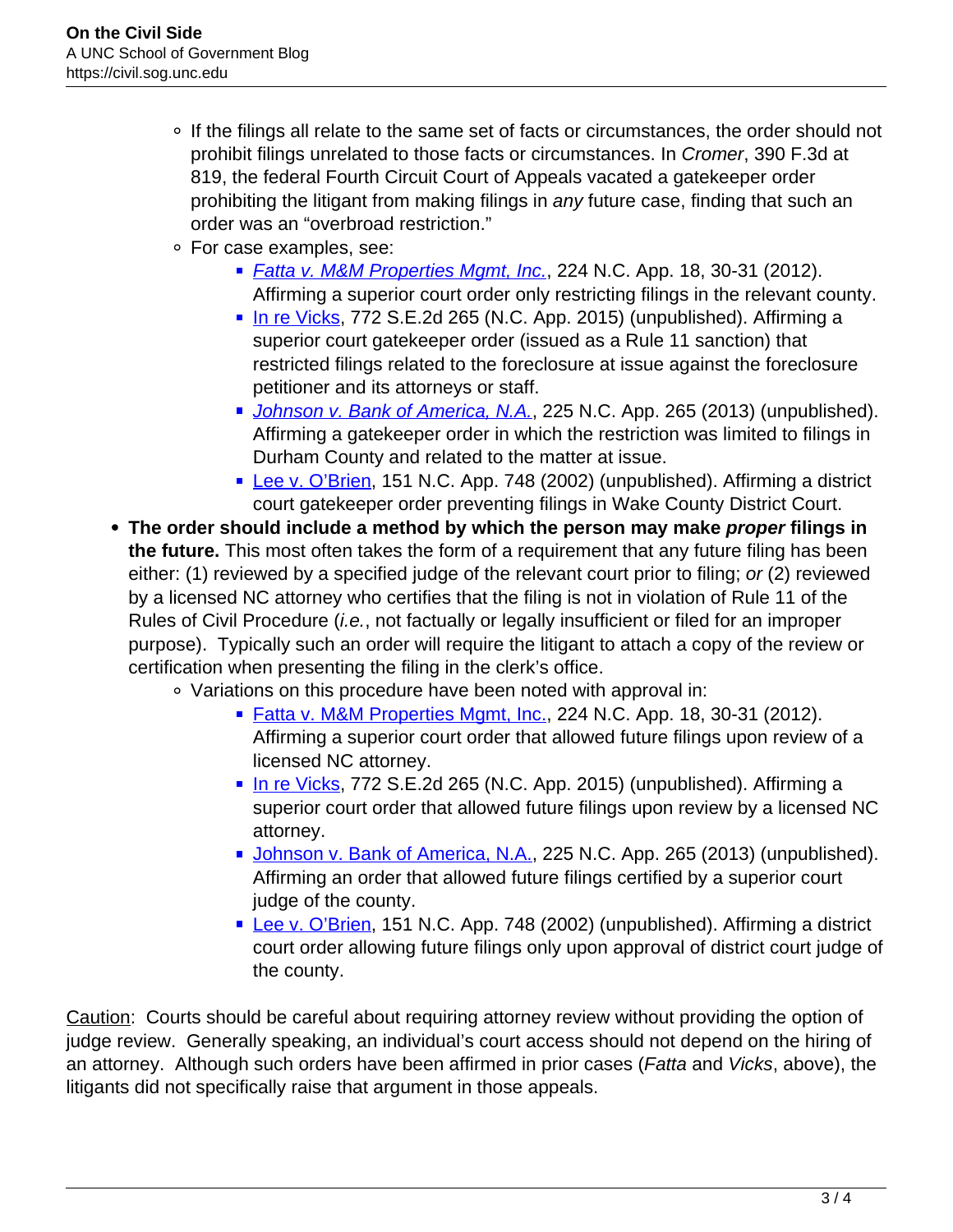- If the filings all relate to the same set of facts or circumstances, the order should not prohibit filings unrelated to those facts or circumstances. In *Cromer*, 390 F.3d at 819, the federal Fourth Circuit Court of Appeals vacated a gatekeeper order prohibiting the litigant from making filings in *any* future case, finding that such an order was an "overbroad restriction."
  - For case examples, see:
    - *Fatta v. M&M Properties Mgmt, Inc.*, 224 N.C. App. 18, 30-31 (2012). Affirming a superior court order only restricting filings in the relevant county.
    - In re Vicks, 772 S.E.2d 265 (N.C. App. 2015) (unpublished). Affirming a superior court gatekeeper order (issued as a Rule 11 sanction) that restricted filings related to the foreclosure at issue against the foreclosure petitioner and its attorneys or staff.
    - *Johnson v. Bank of America, N.A.*, 225 N.C. App. 265 (2013) (unpublished). Affirming a gatekeeper order in which the restriction was limited to filings in Durham County and related to the matter at issue.
    - Lee v. O'Brien, 151 N.C. App. 748 (2002) (unpublished). Affirming a district court gatekeeper order preventing filings in Wake County District Court.
- **The order should include a method by which the person may make *proper* filings in the future.** This most often takes the form of a requirement that any future filing has been either: (1) reviewed by a specified judge of the relevant court prior to filing; *or* (2) reviewed by a licensed NC attorney who certifies that the filing is not in violation of Rule 11 of the Rules of Civil Procedure (*i.e.*, not factually or legally insufficient or filed for an improper purpose). Typically such an order will require the litigant to attach a copy of the review or certification when presenting the filing in the clerk's office.
  - Variations on this procedure have been noted with approval in:
    - Fatta v. M&M Properties Mgmt, Inc., 224 N.C. App. 18, 30-31 (2012). Affirming a superior court order that allowed future filings upon review of a licensed NC attorney.
    - In re Vicks, 772 S.E.2d 265 (N.C. App. 2015) (unpublished). Affirming a superior court order that allowed future filings upon review by a licensed NC attorney.
    - Johnson v. Bank of America, N.A., 225 N.C. App. 265 (2013) (unpublished). Affirming an order that allowed future filings certified by a superior court judge of the county.
    - Lee v. O'Brien, 151 N.C. App. 748 (2002) (unpublished). Affirming a district court order allowing future filings only upon approval of district court judge of the county.

Caution: Courts should be careful about requiring attorney review without providing the option of judge review. Generally speaking, an individual's court access should not depend on the hiring of an attorney. Although such orders have been affirmed in prior cases (*Fatta* and *Vicks*, above), the litigants did not specifically raise that argument in those appeals.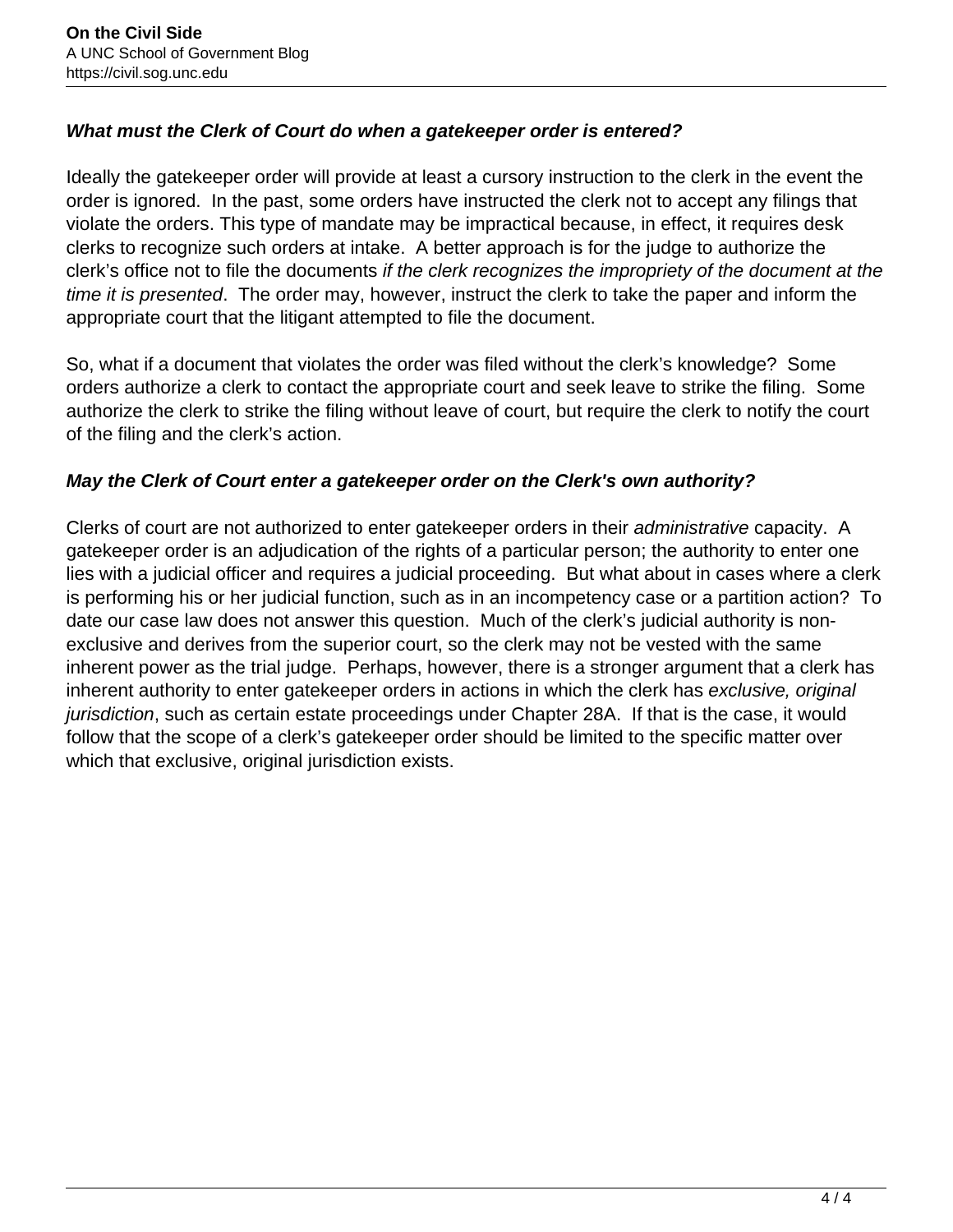***What must the Clerk of Court do when a gatekeeper order is entered?***

Ideally the gatekeeper order will provide at least a cursory instruction to the clerk in the event the order is ignored. In the past, some orders have instructed the clerk not to accept any filings that violate the orders. This type of mandate may be impractical because, in effect, it requires desk clerks to recognize such orders at intake. A better approach is for the judge to authorize the clerk's office not to file the documents *if the clerk recognizes the impropriety of the document at the time it is presented*. The order may, however, instruct the clerk to take the paper and inform the appropriate court that the litigant attempted to file the document.

So, what if a document that violates the order was filed without the clerk's knowledge? Some orders authorize a clerk to contact the appropriate court and seek leave to strike the filing. Some authorize the clerk to strike the filing without leave of court, but require the clerk to notify the court of the filing and the clerk's action.

***May the Clerk of Court enter a gatekeeper order on the Clerk's own authority?***

Clerks of court are not authorized to enter gatekeeper orders in their *administrative* capacity. A gatekeeper order is an adjudication of the rights of a particular person; the authority to enter one lies with a judicial officer and requires a judicial proceeding. But what about in cases where a clerk is performing his or her judicial function, such as in an incompetency case or a partition action? To date our case law does not answer this question. Much of the clerk's judicial authority is non-exclusive and derives from the superior court, so the clerk may not be vested with the same inherent power as the trial judge. Perhaps, however, there is a stronger argument that a clerk has inherent authority to enter gatekeeper orders in actions in which the clerk has *exclusive, original jurisdiction*, such as certain estate proceedings under Chapter 28A. If that is the case, it would follow that the scope of a clerk's gatekeeper order should be limited to the specific matter over which that exclusive, original jurisdiction exists.